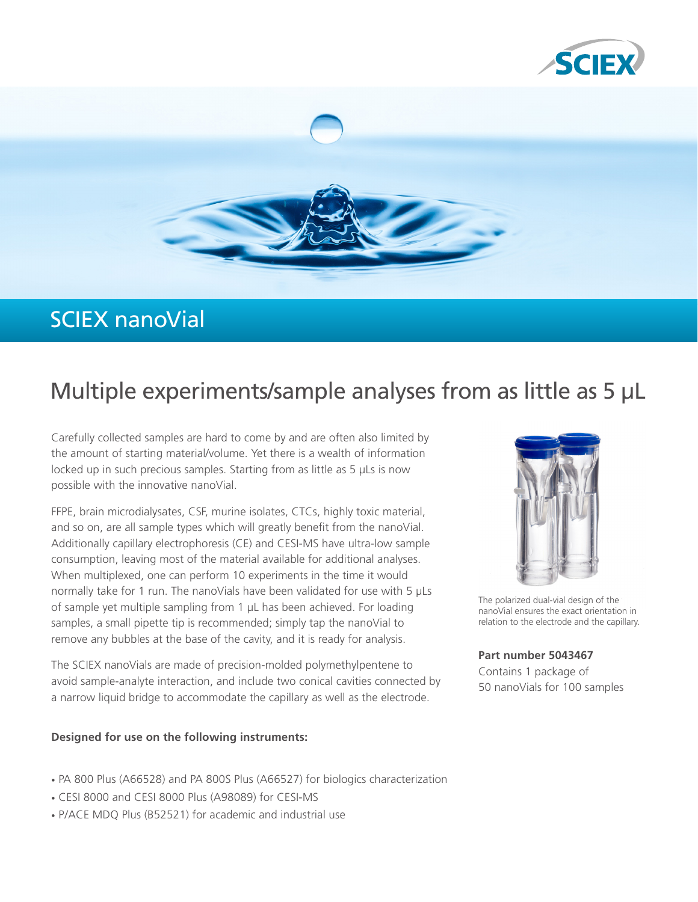# SCIEX nanoVial

## Multiple experiments/sample analyses from as little as 5 µL

Carefully collected samples are hard to come by and are often also limited by the amount of starting material/volume. Yet there is a wealth of information locked up in such precious samples. Starting from as little as 5 µLs is now possible with the innovative nanoVial.

FFPE, brain microdialysates, CSF, murine isolates, CTCs, highly toxic material, and so on, are all sample types which will greatly benefit from the nanoVial. Additionally capillary electrophoresis (CE) and CESI-MS have ultra-low sample consumption, leaving most of the material available for additional analyses. When multiplexed, one can perform 10 experiments in the time it would normally take for 1 run. The nanoVials have been validated for use with 5 µLs of sample yet multiple sampling from 1 µL has been achieved. For loading samples, a small pipette tip is recommended; simply tap the nanoVial to remove any bubbles at the base of the cavity, and it is ready for analysis.

The SCIEX nanoVials are made of precision-molded polymethylpentene to avoid sample-analyte interaction, and include two conical cavities connected by a narrow liquid bridge to accommodate the capillary as well as the electrode.

The polarized dual-vial design of the nanoVial ensures the exact orientation in relation to the electrode and the capillary.

**Part number 5043467**

Contains 1 package of 50 nanoVials for 100 samples

**Designed for use on the following instruments:**

- PA 800 Plus (A66528) and PA 800S Plus (A66527) for biologics characterization
- CESI 8000 and CESI 8000 Plus (A98089) for CESI-MS
- P/ACE MDQ Plus (B52521) for academic and industrial use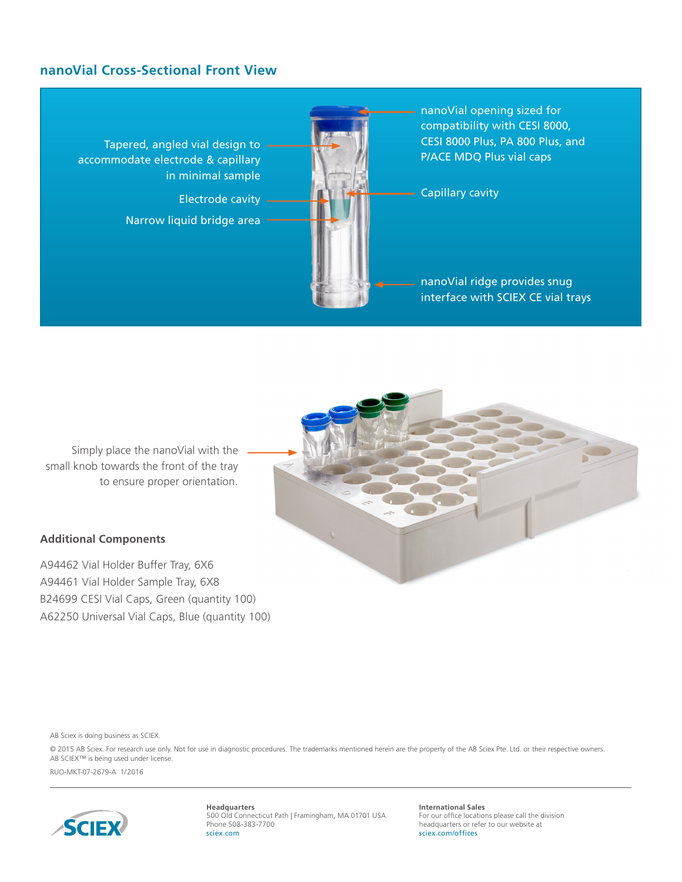## nanoVial Cross-Sectional Front View

Tapered, angled vial design to accommodate electrode & capillary in minimal sample

Electrode cavity

Narrow liquid bridge area

nanoVial opening sized for compatibility with CESI 8000, CESI 8000 Plus, PA 800 Plus, and P/ACE MDQ Plus vial caps

Capillary cavity

nanoVial ridge provides snug interface with SCIEX CE vial trays

Simply place the nanoVial with the small knob towards the front of the tray to ensure proper orientation.

### Additional Components

A94462 Vial Holder Buffer Tray, 6X6
A94461 Vial Holder Sample Tray, 6X8
B24699 CESI Vial Caps, Green (quantity 100)
A62250 Universal Vial Caps, Blue (quantity 100)

AB Sciex is doing business as SCIEX.

© 2015 AB Sciex. For research use only. Not for use in diagnostic procedures. The trademarks mentioned herein are the property of the AB Sciex Pte. Ltd. or their respective owners. AB SCIEX™ is being used under license.

RUO-MKT-07-2679-A 1/2016

SCIEX

**Headquarters**
500 Old Connecticut Path | Framingham, MA 01701 USA
Phone 508-383-7700
sciex.com

**International Sales**
For our office locations please call the division headquarters or refer to our website at
sciex.com/offices